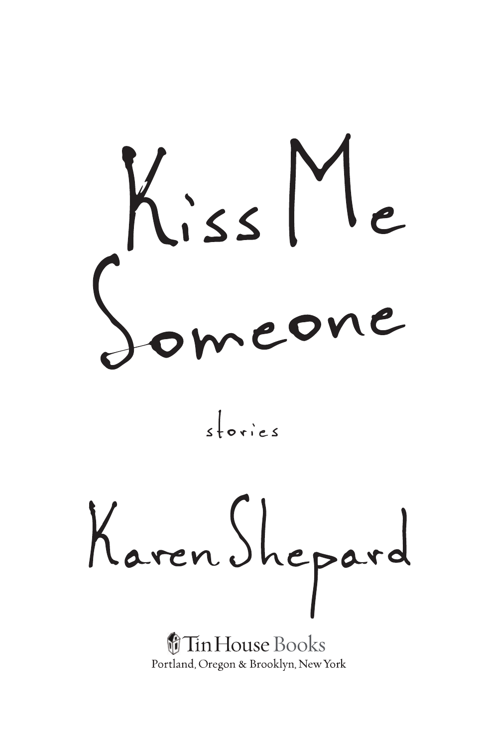# Kiss Me Someone

stories

Karen Shepard

Tin House Books
Portland, Oregon & Brooklyn, New York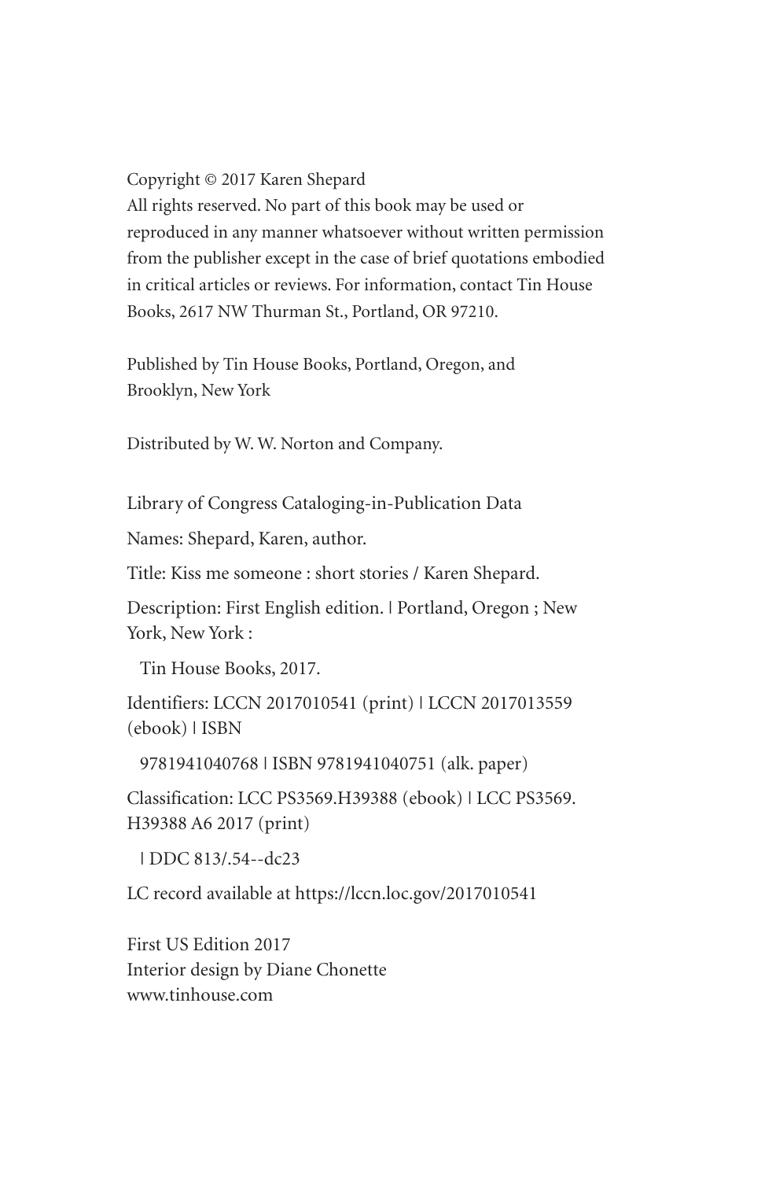Copyright © 2017 Karen Shepard
All rights reserved. No part of this book may be used or reproduced in any manner whatsoever without written permission from the publisher except in the case of brief quotations embodied in critical articles or reviews. For information, contact Tin House Books, 2617 NW Thurman St., Portland, OR 97210.

Published by Tin House Books, Portland, Oregon, and Brooklyn, New York

Distributed by W. W. Norton and Company.

Library of Congress Cataloging-in-Publication Data

Names: Shepard, Karen, author.

Title: Kiss me someone : short stories / Karen Shepard.

Description: First English edition. | Portland, Oregon ; New York, New York :

Tin House Books, 2017.

Identifiers: LCCN 2017010541 (print) | LCCN 2017013559 (ebook) | ISBN

9781941040768 | ISBN 9781941040751 (alk. paper)

Classification: LCC PS3569.H39388 (ebook) | LCC PS3569. H39388 A6 2017 (print)

| DDC 813/.54--dc23

LC record available at https://lccn.loc.gov/2017010541

First US Edition 2017
Interior design by Diane Chonette
www.tinhouse.com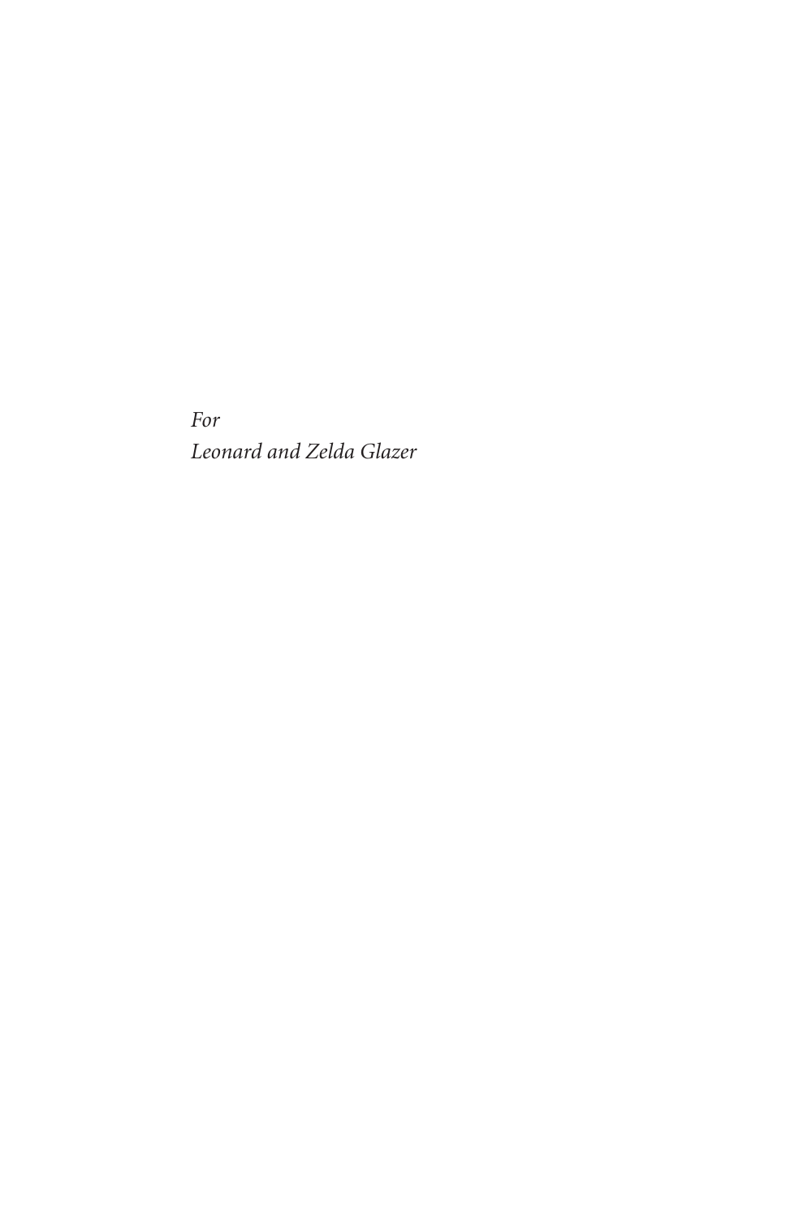*For*
*Leonard and Zelda Glazer*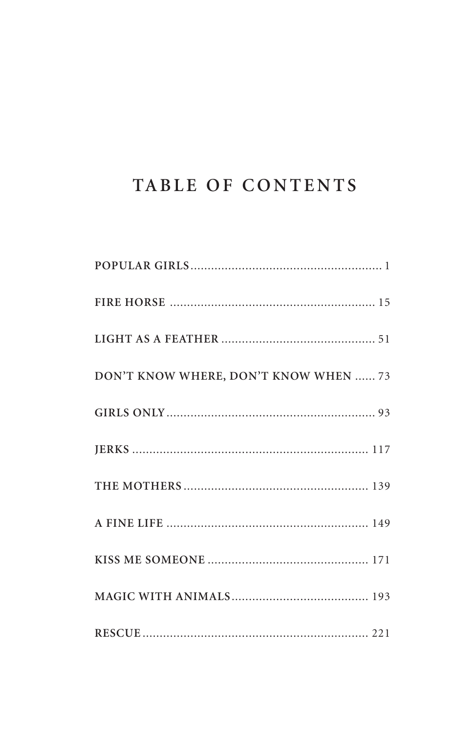# TABLE OF CONTENTS

POPULAR GIRLS ........................................................ 1

FIRE HORSE ........................................................... 15

LIGHT AS A FEATHER ............................................ 51

DON'T KNOW WHERE, DON'T KNOW WHEN ...... 73

GIRLS ONLY ............................................................ 93

JERKS ..................................................................... 117

THE MOTHERS ..................................................... 139

A FINE LIFE .......................................................... 149

KISS ME SOMEONE .............................................. 171

MAGIC WITH ANIMALS ....................................... 193

RESCUE .................................................................. 221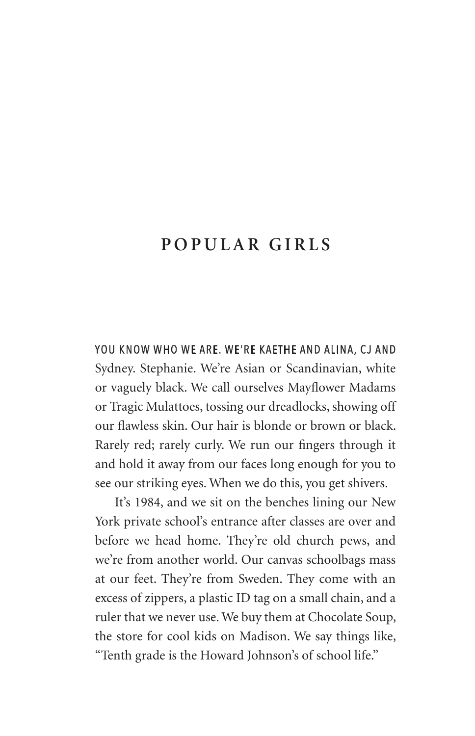# POPULAR GIRLS

YOU KNOW WHO WE ARE. WE'RE KAETHE AND ALINA, CJ AND Sydney. Stephanie. We're Asian or Scandinavian, white or vaguely black. We call ourselves Mayflower Madams or Tragic Mulattoes, tossing our dreadlocks, showing off our flawless skin. Our hair is blonde or brown or black. Rarely red; rarely curly. We run our fingers through it and hold it away from our faces long enough for you to see our striking eyes. When we do this, you get shivers.

It's 1984, and we sit on the benches lining our New York private school's entrance after classes are over and before we head home. They're old church pews, and we're from another world. Our canvas schoolbags mass at our feet. They're from Sweden. They come with an excess of zippers, a plastic ID tag on a small chain, and a ruler that we never use. We buy them at Chocolate Soup, the store for cool kids on Madison. We say things like, "Tenth grade is the Howard Johnson's of school life."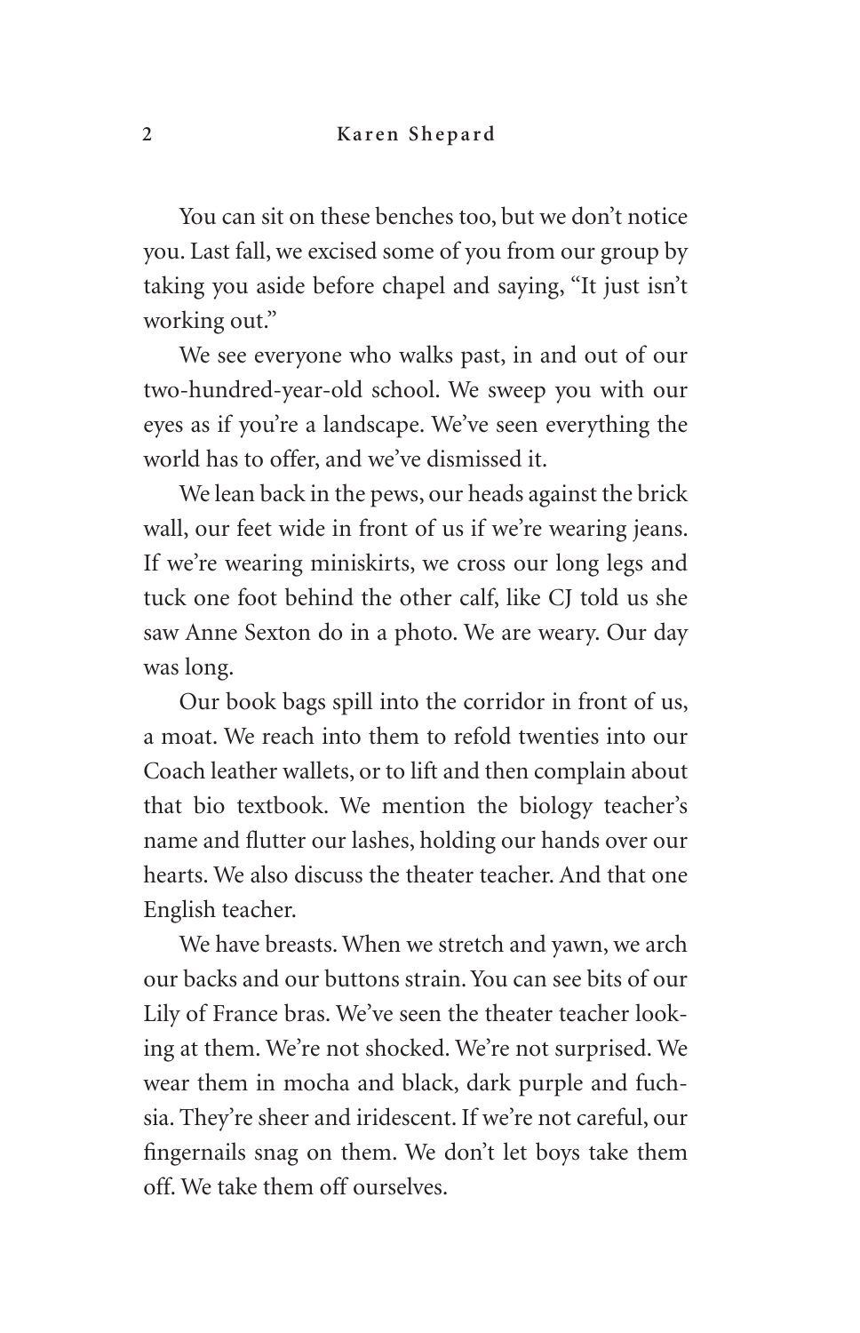You can sit on these benches too, but we don't notice you. Last fall, we excised some of you from our group by taking you aside before chapel and saying, "It just isn't working out."

We see everyone who walks past, in and out of our two-hundred-year-old school. We sweep you with our eyes as if you're a landscape. We've seen everything the world has to offer, and we've dismissed it.

We lean back in the pews, our heads against the brick wall, our feet wide in front of us if we're wearing jeans. If we're wearing miniskirts, we cross our long legs and tuck one foot behind the other calf, like CJ told us she saw Anne Sexton do in a photo. We are weary. Our day was long.

Our book bags spill into the corridor in front of us, a moat. We reach into them to refold twenties into our Coach leather wallets, or to lift and then complain about that bio textbook. We mention the biology teacher's name and flutter our lashes, holding our hands over our hearts. We also discuss the theater teacher. And that one English teacher.

We have breasts. When we stretch and yawn, we arch our backs and our buttons strain. You can see bits of our Lily of France bras. We've seen the theater teacher looking at them. We're not shocked. We're not surprised. We wear them in mocha and black, dark purple and fuchsia. They're sheer and iridescent. If we're not careful, our fingernails snag on them. We don't let boys take them off. We take them off ourselves.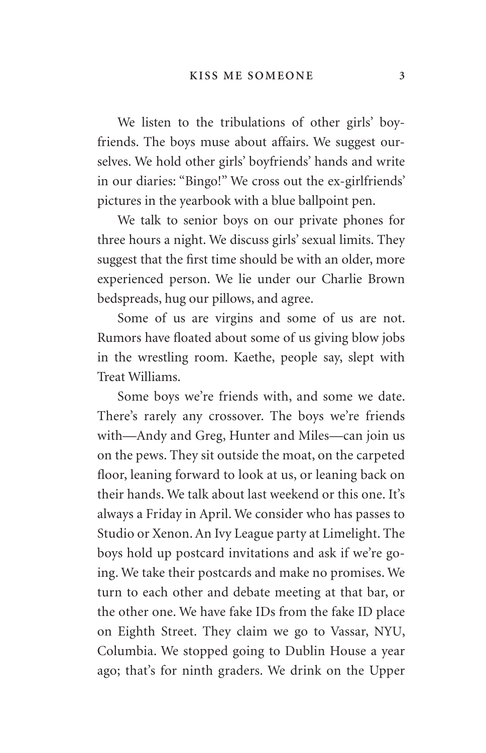We listen to the tribulations of other girls' boyfriends. The boys muse about affairs. We suggest ourselves. We hold other girls' boyfriends' hands and write in our diaries: "Bingo!" We cross out the ex-girlfriends' pictures in the yearbook with a blue ballpoint pen.

We talk to senior boys on our private phones for three hours a night. We discuss girls' sexual limits. They suggest that the first time should be with an older, more experienced person. We lie under our Charlie Brown bedspreads, hug our pillows, and agree.

Some of us are virgins and some of us are not. Rumors have floated about some of us giving blow jobs in the wrestling room. Kaethe, people say, slept with Treat Williams.

Some boys we're friends with, and some we date. There's rarely any crossover. The boys we're friends with—Andy and Greg, Hunter and Miles—can join us on the pews. They sit outside the moat, on the carpeted floor, leaning forward to look at us, or leaning back on their hands. We talk about last weekend or this one. It's always a Friday in April. We consider who has passes to Studio or Xenon. An Ivy League party at Limelight. The boys hold up postcard invitations and ask if we're going. We take their postcards and make no promises. We turn to each other and debate meeting at that bar, or the other one. We have fake IDs from the fake ID place on Eighth Street. They claim we go to Vassar, NYU, Columbia. We stopped going to Dublin House a year ago; that's for ninth graders. We drink on the Upper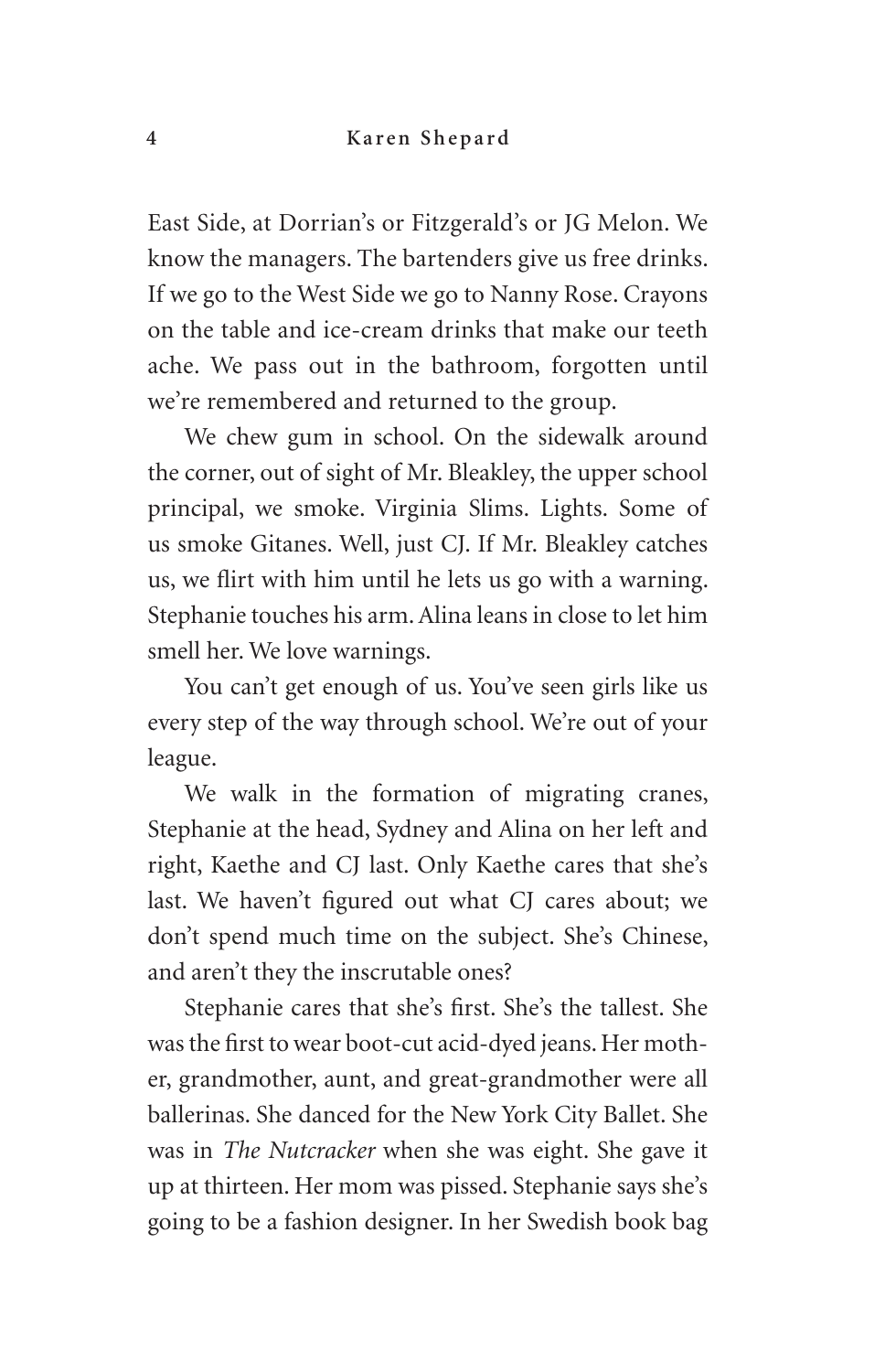East Side, at Dorrian's or Fitzgerald's or JG Melon. We know the managers. The bartenders give us free drinks. If we go to the West Side we go to Nanny Rose. Crayons on the table and ice-cream drinks that make our teeth ache. We pass out in the bathroom, forgotten until we're remembered and returned to the group.

We chew gum in school. On the sidewalk around the corner, out of sight of Mr. Bleakley, the upper school principal, we smoke. Virginia Slims. Lights. Some of us smoke Gitanes. Well, just CJ. If Mr. Bleakley catches us, we flirt with him until he lets us go with a warning. Stephanie touches his arm. Alina leans in close to let him smell her. We love warnings.

You can't get enough of us. You've seen girls like us every step of the way through school. We're out of your league.

We walk in the formation of migrating cranes, Stephanie at the head, Sydney and Alina on her left and right, Kaethe and CJ last. Only Kaethe cares that she's last. We haven't figured out what CJ cares about; we don't spend much time on the subject. She's Chinese, and aren't they the inscrutable ones?

Stephanie cares that she's first. She's the tallest. She was the first to wear boot-cut acid-dyed jeans. Her mother, grandmother, aunt, and great-grandmother were all ballerinas. She danced for the New York City Ballet. She was in *The Nutcracker* when she was eight. She gave it up at thirteen. Her mom was pissed. Stephanie says she's going to be a fashion designer. In her Swedish book bag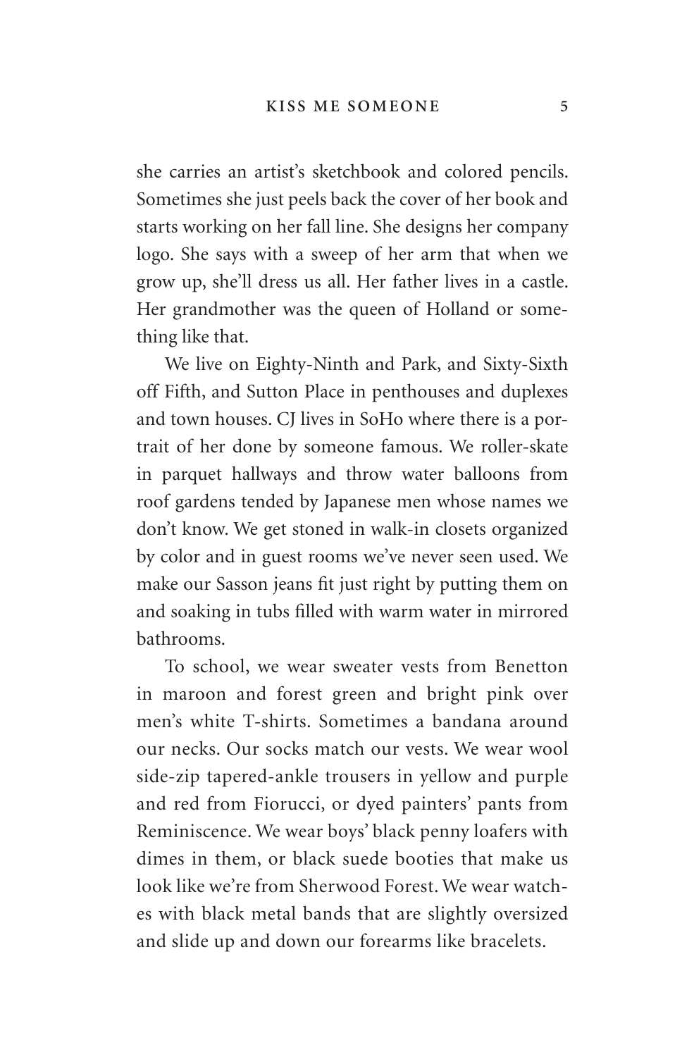she carries an artist's sketchbook and colored pencils. Sometimes she just peels back the cover of her book and starts working on her fall line. She designs her company logo. She says with a sweep of her arm that when we grow up, she'll dress us all. Her father lives in a castle. Her grandmother was the queen of Holland or something like that.

We live on Eighty-Ninth and Park, and Sixty-Sixth off Fifth, and Sutton Place in penthouses and duplexes and town houses. CJ lives in SoHo where there is a portrait of her done by someone famous. We roller-skate in parquet hallways and throw water balloons from roof gardens tended by Japanese men whose names we don't know. We get stoned in walk-in closets organized by color and in guest rooms we've never seen used. We make our Sasson jeans fit just right by putting them on and soaking in tubs filled with warm water in mirrored bathrooms.

To school, we wear sweater vests from Benetton in maroon and forest green and bright pink over men's white T-shirts. Sometimes a bandana around our necks. Our socks match our vests. We wear wool side-zip tapered-ankle trousers in yellow and purple and red from Fiorucci, or dyed painters' pants from Reminiscence. We wear boys' black penny loafers with dimes in them, or black suede booties that make us look like we're from Sherwood Forest. We wear watches with black metal bands that are slightly oversized and slide up and down our forearms like bracelets.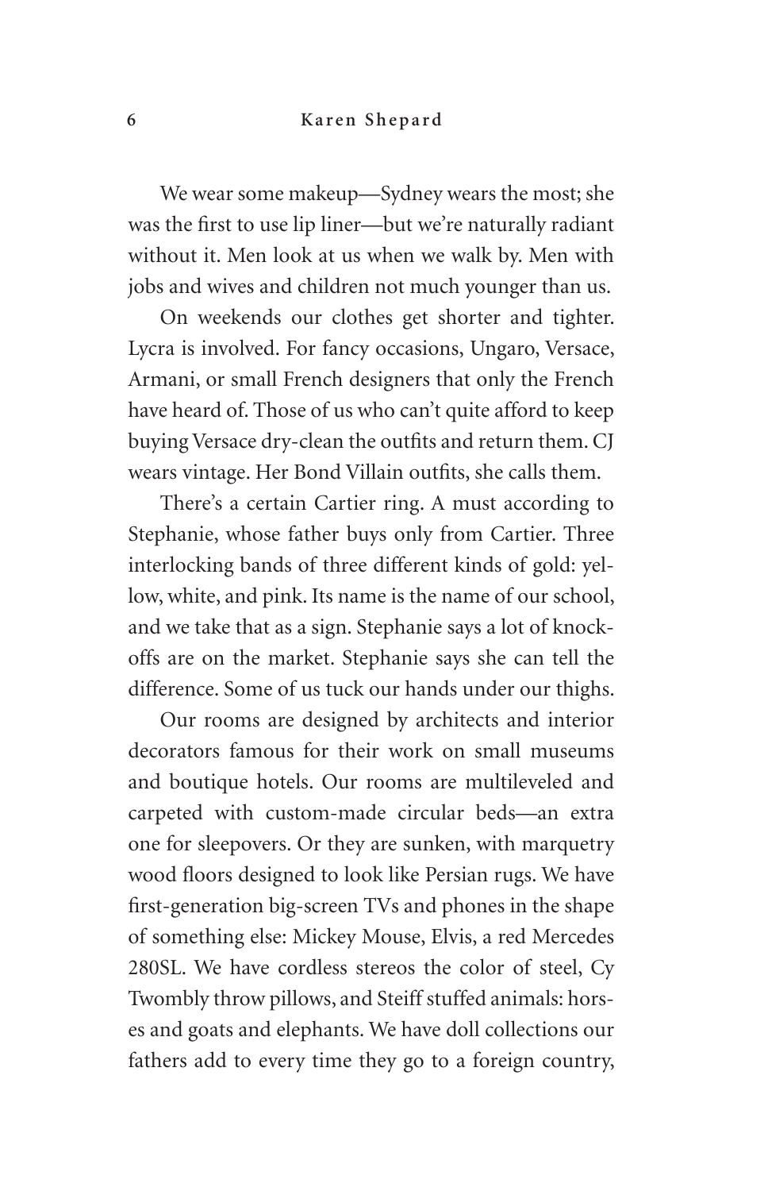We wear some makeup—Sydney wears the most; she was the first to use lip liner—but we're naturally radiant without it. Men look at us when we walk by. Men with jobs and wives and children not much younger than us.

On weekends our clothes get shorter and tighter. Lycra is involved. For fancy occasions, Ungaro, Versace, Armani, or small French designers that only the French have heard of. Those of us who can't quite afford to keep buying Versace dry-clean the outfits and return them. CJ wears vintage. Her Bond Villain outfits, she calls them.

There's a certain Cartier ring. A must according to Stephanie, whose father buys only from Cartier. Three interlocking bands of three different kinds of gold: yellow, white, and pink. Its name is the name of our school, and we take that as a sign. Stephanie says a lot of knock-offs are on the market. Stephanie says she can tell the difference. Some of us tuck our hands under our thighs.

Our rooms are designed by architects and interior decorators famous for their work on small museums and boutique hotels. Our rooms are multileveled and carpeted with custom-made circular beds—an extra one for sleepovers. Or they are sunken, with marquetry wood floors designed to look like Persian rugs. We have first-generation big-screen TVs and phones in the shape of something else: Mickey Mouse, Elvis, a red Mercedes 280SL. We have cordless stereos the color of steel, Cy Twombly throw pillows, and Steiff stuffed animals: horses and goats and elephants. We have doll collections our fathers add to every time they go to a foreign country,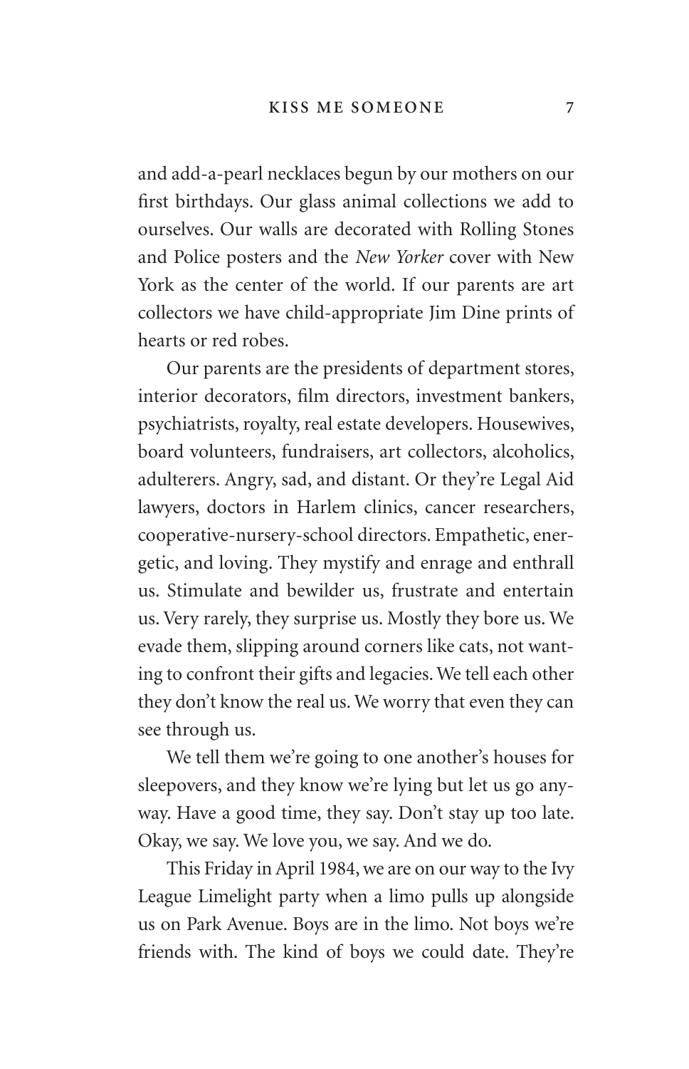and add-a-pearl necklaces begun by our mothers on our first birthdays. Our glass animal collections we add to ourselves. Our walls are decorated with Rolling Stones and Police posters and the *New Yorker* cover with New York as the center of the world. If our parents are art collectors we have child-appropriate Jim Dine prints of hearts or red robes.

Our parents are the presidents of department stores, interior decorators, film directors, investment bankers, psychiatrists, royalty, real estate developers. Housewives, board volunteers, fundraisers, art collectors, alcoholics, adulterers. Angry, sad, and distant. Or they're Legal Aid lawyers, doctors in Harlem clinics, cancer researchers, cooperative-nursery-school directors. Empathetic, energetic, and loving. They mystify and enrage and enthrall us. Stimulate and bewilder us, frustrate and entertain us. Very rarely, they surprise us. Mostly they bore us. We evade them, slipping around corners like cats, not wanting to confront their gifts and legacies. We tell each other they don't know the real us. We worry that even they can see through us.

We tell them we're going to one another's houses for sleepovers, and they know we're lying but let us go anyway. Have a good time, they say. Don't stay up too late. Okay, we say. We love you, we say. And we do.

This Friday in April 1984, we are on our way to the Ivy League Limelight party when a limo pulls up alongside us on Park Avenue. Boys are in the limo. Not boys we're friends with. The kind of boys we could date. They're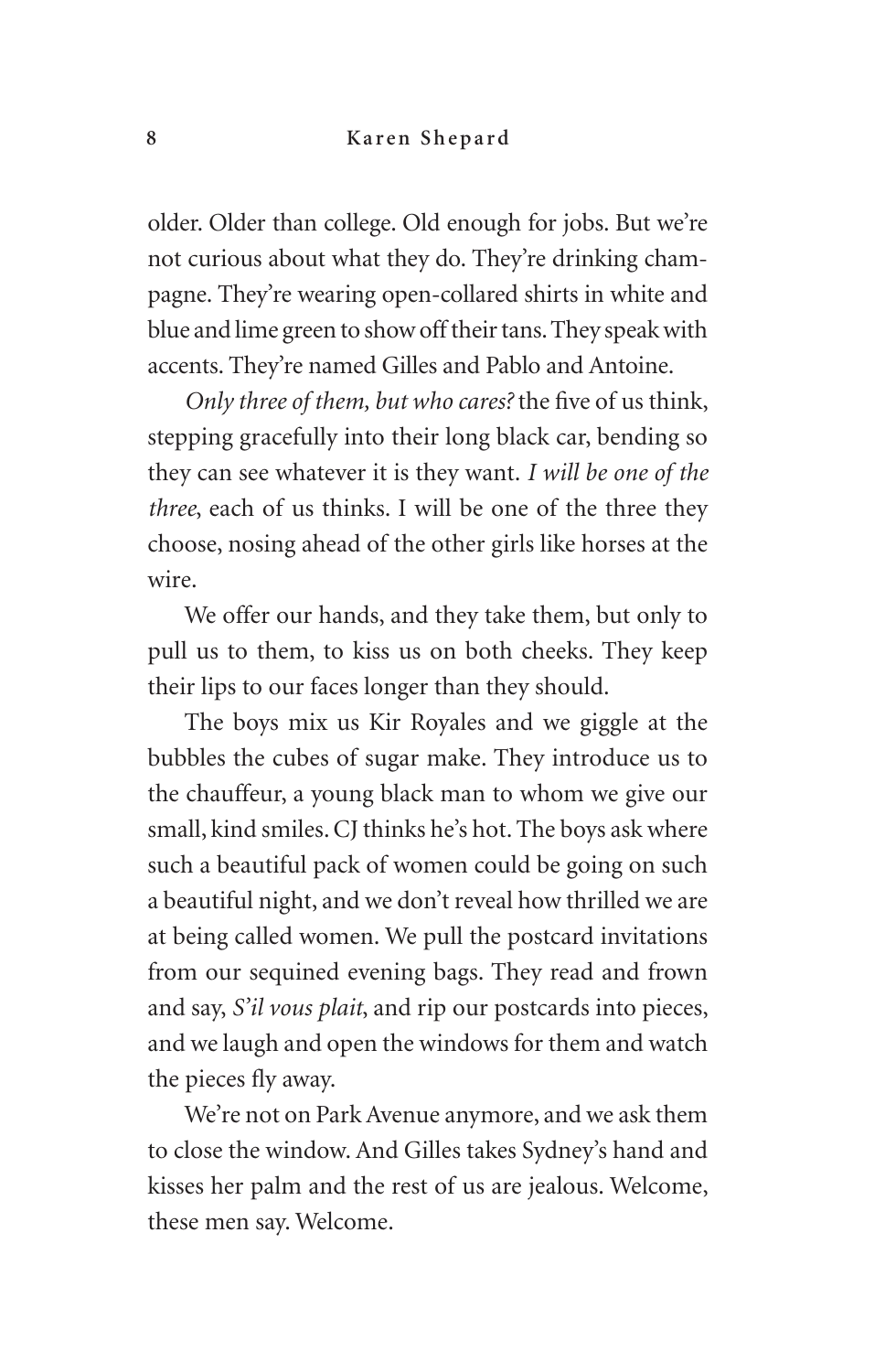older. Older than college. Old enough for jobs. But we're not curious about what they do. They're drinking champagne. They're wearing open-collared shirts in white and blue and lime green to show off their tans. They speak with accents. They're named Gilles and Pablo and Antoine.

*Only three of them, but who cares?* the five of us think, stepping gracefully into their long black car, bending so they can see whatever it is they want. *I will be one of the three*, each of us thinks. I will be one of the three they choose, nosing ahead of the other girls like horses at the wire.

We offer our hands, and they take them, but only to pull us to them, to kiss us on both cheeks. They keep their lips to our faces longer than they should.

The boys mix us Kir Royales and we giggle at the bubbles the cubes of sugar make. They introduce us to the chauffeur, a young black man to whom we give our small, kind smiles. CJ thinks he's hot. The boys ask where such a beautiful pack of women could be going on such a beautiful night, and we don't reveal how thrilled we are at being called women. We pull the postcard invitations from our sequined evening bags. They read and frown and say, *S'il vous plait*, and rip our postcards into pieces, and we laugh and open the windows for them and watch the pieces fly away.

We're not on Park Avenue anymore, and we ask them to close the window. And Gilles takes Sydney's hand and kisses her palm and the rest of us are jealous. Welcome, these men say. Welcome.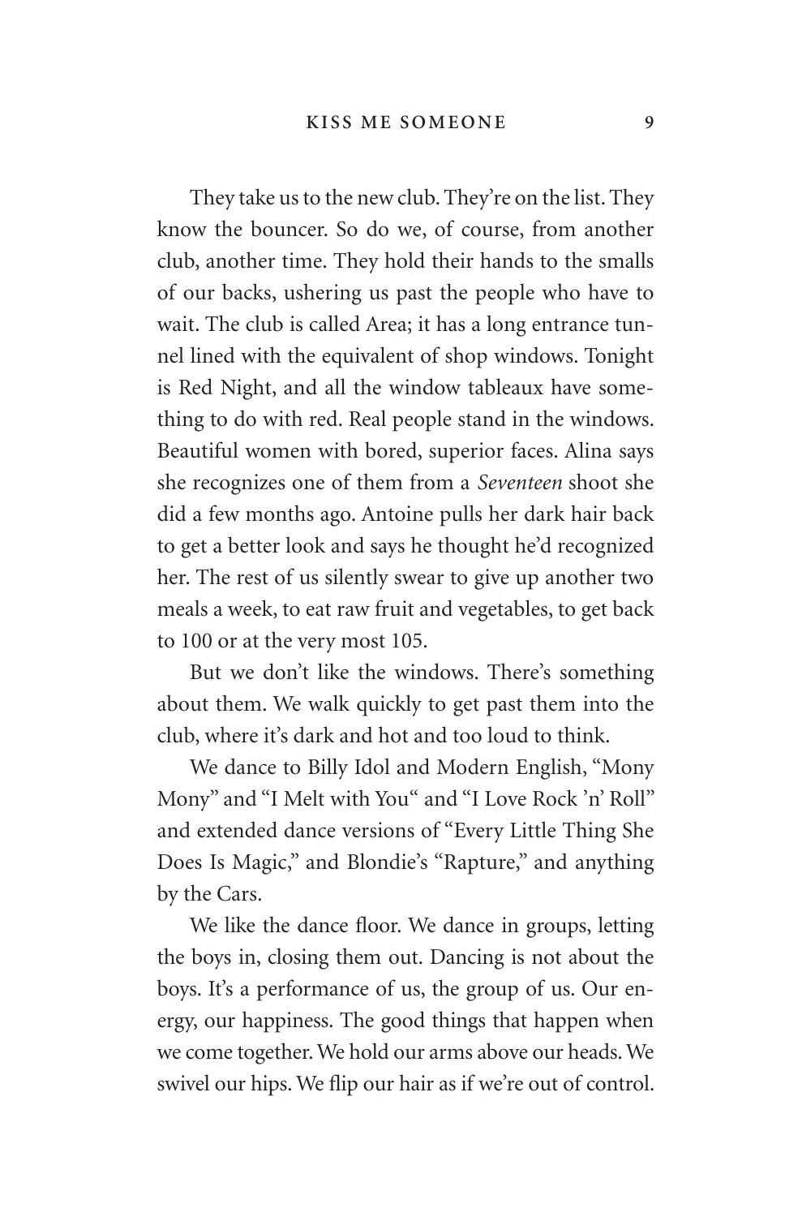They take us to the new club. They're on the list. They know the bouncer. So do we, of course, from another club, another time. They hold their hands to the smalls of our backs, ushering us past the people who have to wait. The club is called Area; it has a long entrance tunnel lined with the equivalent of shop windows. Tonight is Red Night, and all the window tableaux have something to do with red. Real people stand in the windows. Beautiful women with bored, superior faces. Alina says she recognizes one of them from a *Seventeen* shoot she did a few months ago. Antoine pulls her dark hair back to get a better look and says he thought he'd recognized her. The rest of us silently swear to give up another two meals a week, to eat raw fruit and vegetables, to get back to 100 or at the very most 105.

But we don't like the windows. There's something about them. We walk quickly to get past them into the club, where it's dark and hot and too loud to think.

We dance to Billy Idol and Modern English, "Mony Mony" and "I Melt with You" and "I Love Rock 'n' Roll" and extended dance versions of "Every Little Thing She Does Is Magic," and Blondie's "Rapture," and anything by the Cars.

We like the dance floor. We dance in groups, letting the boys in, closing them out. Dancing is not about the boys. It's a performance of us, the group of us. Our energy, our happiness. The good things that happen when we come together. We hold our arms above our heads. We swivel our hips. We flip our hair as if we're out of control.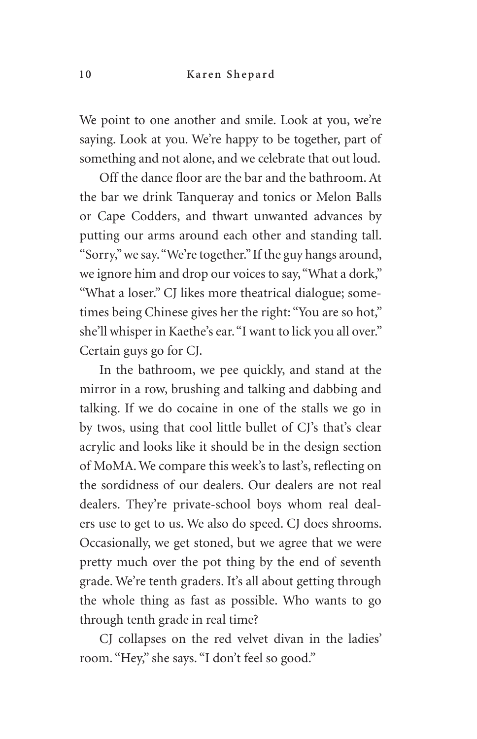We point to one another and smile. Look at you, we're saying. Look at you. We're happy to be together, part of something and not alone, and we celebrate that out loud.

Off the dance floor are the bar and the bathroom. At the bar we drink Tanqueray and tonics or Melon Balls or Cape Codders, and thwart unwanted advances by putting our arms around each other and standing tall. "Sorry," we say. "We're together." If the guy hangs around, we ignore him and drop our voices to say, "What a dork," "What a loser." CJ likes more theatrical dialogue; sometimes being Chinese gives her the right: "You are so hot," she'll whisper in Kaethe's ear. "I want to lick you all over." Certain guys go for CJ.

In the bathroom, we pee quickly, and stand at the mirror in a row, brushing and talking and dabbing and talking. If we do cocaine in one of the stalls we go in by twos, using that cool little bullet of CJ's that's clear acrylic and looks like it should be in the design section of MoMA. We compare this week's to last's, reflecting on the sordidness of our dealers. Our dealers are not real dealers. They're private-school boys whom real dealers use to get to us. We also do speed. CJ does shrooms. Occasionally, we get stoned, but we agree that we were pretty much over the pot thing by the end of seventh grade. We're tenth graders. It's all about getting through the whole thing as fast as possible. Who wants to go through tenth grade in real time?

CJ collapses on the red velvet divan in the ladies' room. "Hey," she says. "I don't feel so good."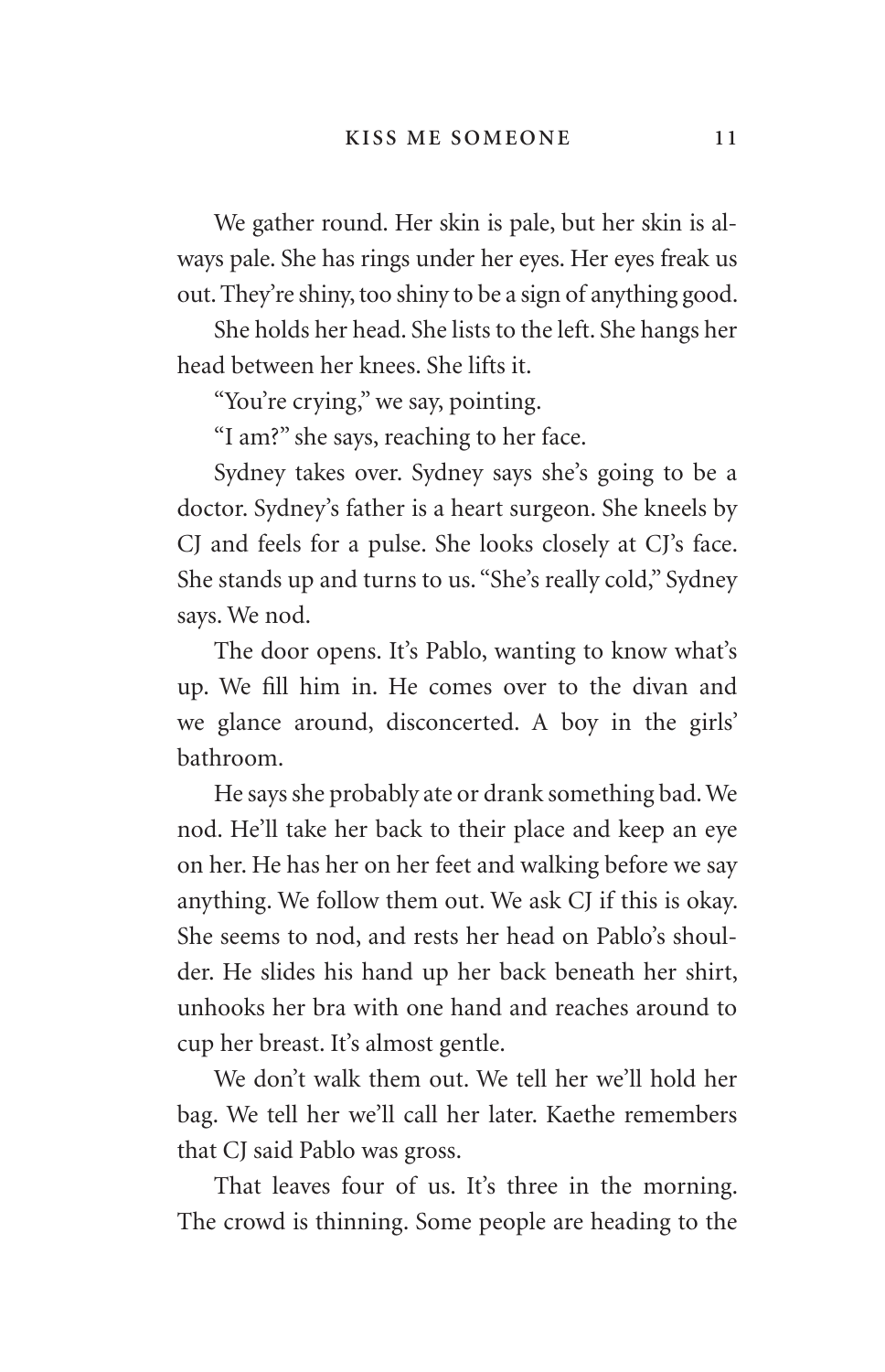We gather round. Her skin is pale, but her skin is always pale. She has rings under her eyes. Her eyes freak us out. They're shiny, too shiny to be a sign of anything good.

She holds her head. She lists to the left. She hangs her head between her knees. She lifts it.

"You're crying," we say, pointing.

"I am?" she says, reaching to her face.

Sydney takes over. Sydney says she's going to be a doctor. Sydney's father is a heart surgeon. She kneels by CJ and feels for a pulse. She looks closely at CJ's face. She stands up and turns to us. "She's really cold," Sydney says. We nod.

The door opens. It's Pablo, wanting to know what's up. We fill him in. He comes over to the divan and we glance around, disconcerted. A boy in the girls' bathroom.

He says she probably ate or drank something bad. We nod. He'll take her back to their place and keep an eye on her. He has her on her feet and walking before we say anything. We follow them out. We ask CJ if this is okay. She seems to nod, and rests her head on Pablo's shoulder. He slides his hand up her back beneath her shirt, unhooks her bra with one hand and reaches around to cup her breast. It's almost gentle.

We don't walk them out. We tell her we'll hold her bag. We tell her we'll call her later. Kaethe remembers that CJ said Pablo was gross.

That leaves four of us. It's three in the morning. The crowd is thinning. Some people are heading to the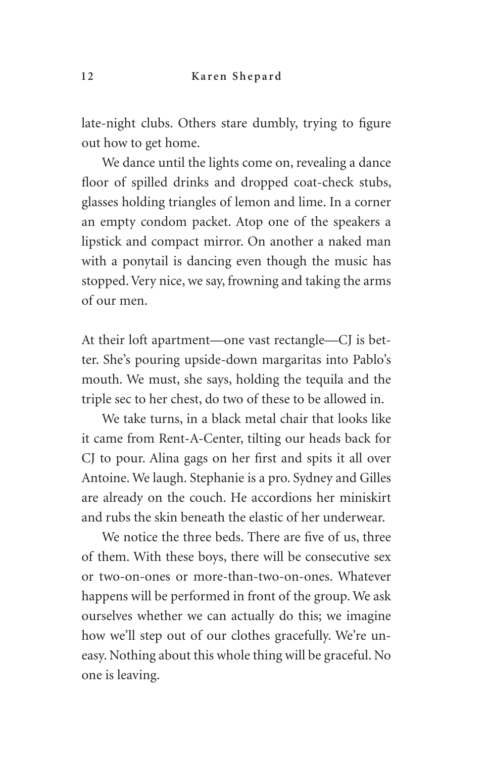late-night clubs. Others stare dumbly, trying to figure out how to get home.

We dance until the lights come on, revealing a dance floor of spilled drinks and dropped coat-check stubs, glasses holding triangles of lemon and lime. In a corner an empty condom packet. Atop one of the speakers a lipstick and compact mirror. On another a naked man with a ponytail is dancing even though the music has stopped. Very nice, we say, frowning and taking the arms of our men.

At their loft apartment—one vast rectangle—CJ is better. She's pouring upside-down margaritas into Pablo's mouth. We must, she says, holding the tequila and the triple sec to her chest, do two of these to be allowed in.

We take turns, in a black metal chair that looks like it came from Rent-A-Center, tilting our heads back for CJ to pour. Alina gags on her first and spits it all over Antoine. We laugh. Stephanie is a pro. Sydney and Gilles are already on the couch. He accordions her miniskirt and rubs the skin beneath the elastic of her underwear.

We notice the three beds. There are five of us, three of them. With these boys, there will be consecutive sex or two-on-ones or more-than-two-on-ones. Whatever happens will be performed in front of the group. We ask ourselves whether we can actually do this; we imagine how we'll step out of our clothes gracefully. We're uneasy. Nothing about this whole thing will be graceful. No one is leaving.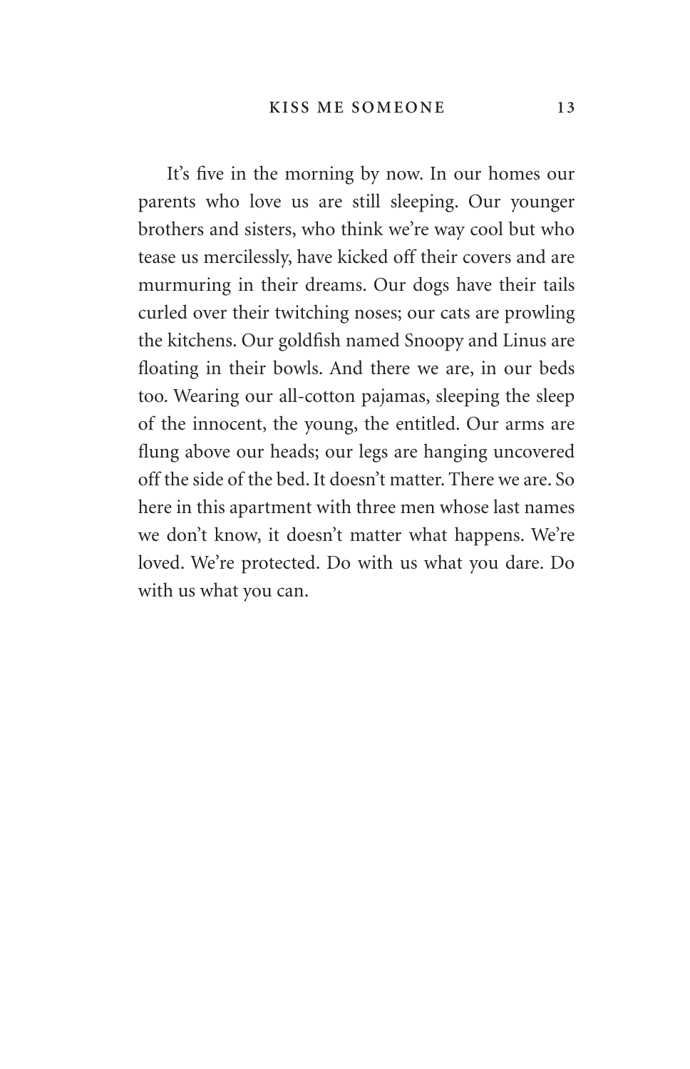It's five in the morning by now. In our homes our parents who love us are still sleeping. Our younger brothers and sisters, who think we're way cool but who tease us mercilessly, have kicked off their covers and are murmuring in their dreams. Our dogs have their tails curled over their twitching noses; our cats are prowling the kitchens. Our goldfish named Snoopy and Linus are floating in their bowls. And there we are, in our beds too. Wearing our all-cotton pajamas, sleeping the sleep of the innocent, the young, the entitled. Our arms are flung above our heads; our legs are hanging uncovered off the side of the bed. It doesn't matter. There we are. So here in this apartment with three men whose last names we don't know, it doesn't matter what happens. We're loved. We're protected. Do with us what you dare. Do with us what you can.